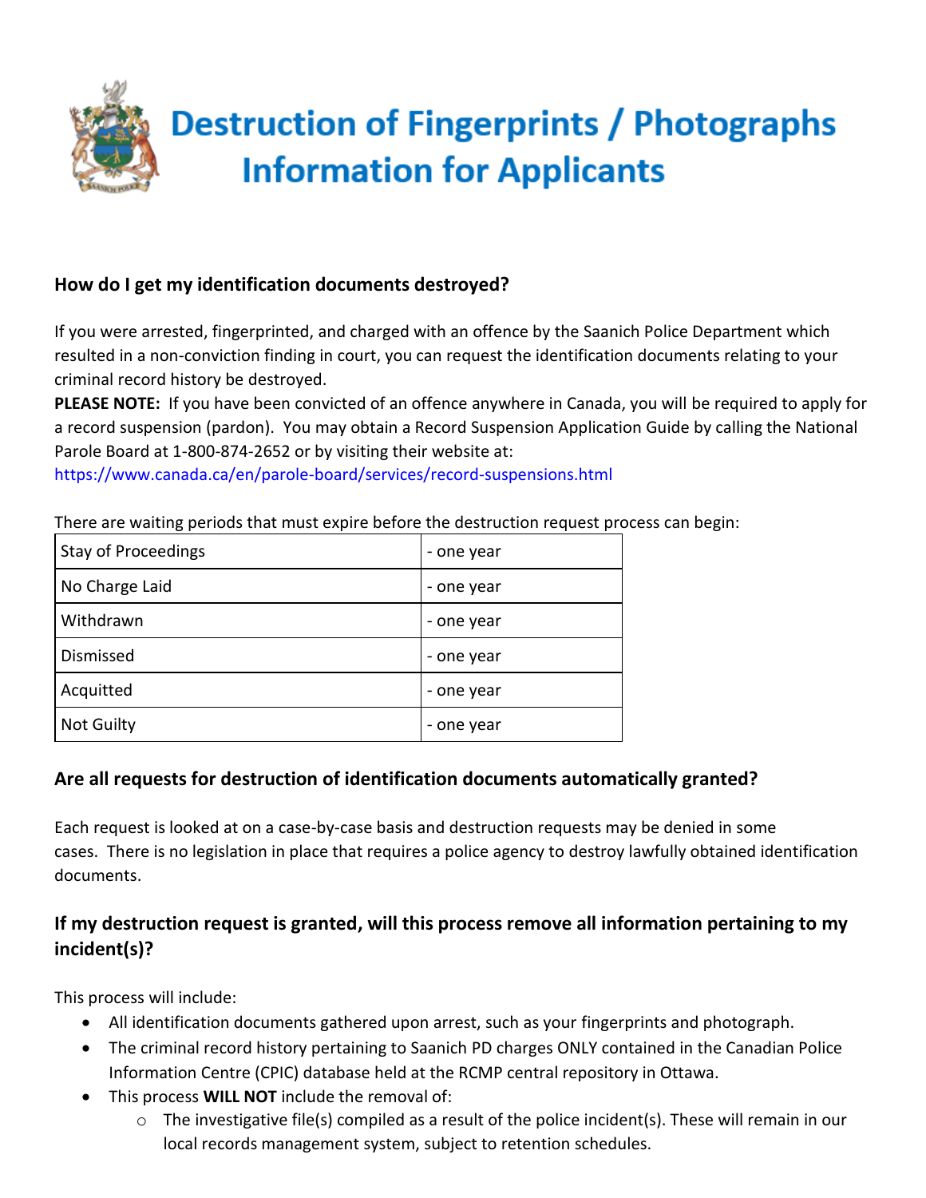# Destruction of Fingerprints / Photographs Information for Applicants

## How do I get my identification documents destroyed?

If you were arrested, fingerprinted, and charged with an offence by the Saanich Police Department which resulted in a non-conviction finding in court, you can request the identification documents relating to your criminal record history be destroyed.

**PLEASE NOTE:** If you have been convicted of an offence anywhere in Canada, you will be required to apply for a record suspension (pardon). You may obtain a Record Suspension Application Guide by calling the National Parole Board at 1-800-874-2652 or by visiting their website at: https://www.canada.ca/en/parole-board/services/record-suspensions.html

There are waiting periods that must expire before the destruction request process can begin:

| | |
|---|---|
| Stay of Proceedings | - one year |
| No Charge Laid | - one year |
| Withdrawn | - one year |
| Dismissed | - one year |
| Acquitted | - one year |
| Not Guilty | - one year |

## Are all requests for destruction of identification documents automatically granted?

Each request is looked at on a case-by-case basis and destruction requests may be denied in some cases. There is no legislation in place that requires a police agency to destroy lawfully obtained identification documents.

## If my destruction request is granted, will this process remove all information pertaining to my incident(s)?

This process will include:

- All identification documents gathered upon arrest, such as your fingerprints and photograph.
- The criminal record history pertaining to Saanich PD charges ONLY contained in the Canadian Police Information Centre (CPIC) database held at the RCMP central repository in Ottawa.
- This process **WILL NOT** include the removal of:
    - The investigative file(s) compiled as a result of the police incident(s). These will remain in our local records management system, subject to retention schedules.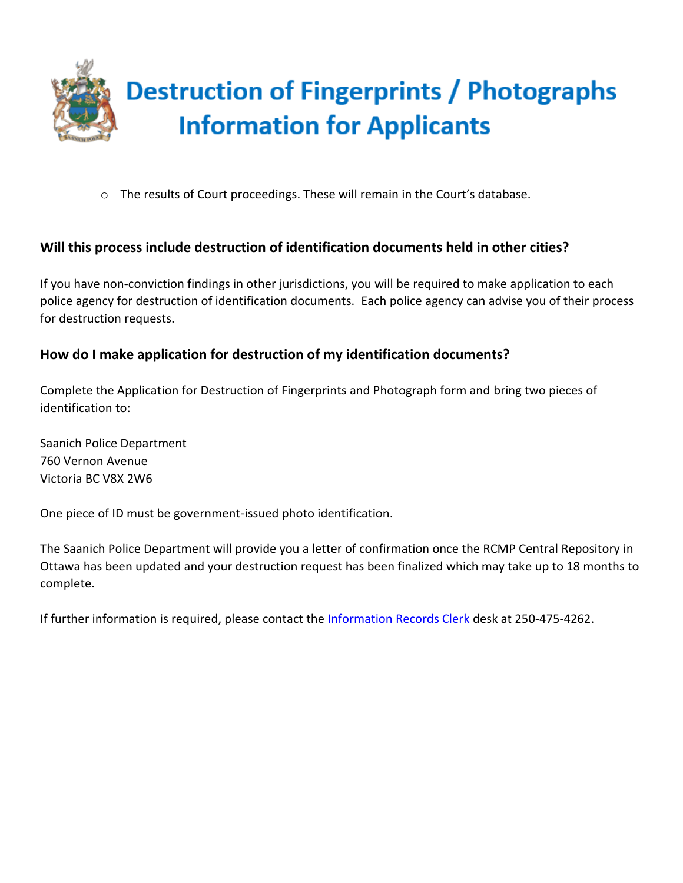# Destruction of Fingerprints / Photographs Information for Applicants

- The results of Court proceedings. These will remain in the Court's database.

### Will this process include destruction of identification documents held in other cities?

If you have non-conviction findings in other jurisdictions, you will be required to make application to each police agency for destruction of identification documents. Each police agency can advise you of their process for destruction requests.

### How do I make application for destruction of my identification documents?

Complete the Application for Destruction of Fingerprints and Photograph form and bring two pieces of identification to:

Saanich Police Department
760 Vernon Avenue
Victoria BC V8X 2W6

One piece of ID must be government-issued photo identification.

The Saanich Police Department will provide you a letter of confirmation once the RCMP Central Repository in Ottawa has been updated and your destruction request has been finalized which may take up to 18 months to complete.

If further information is required, please contact the Information Records Clerk desk at 250-475-4262.